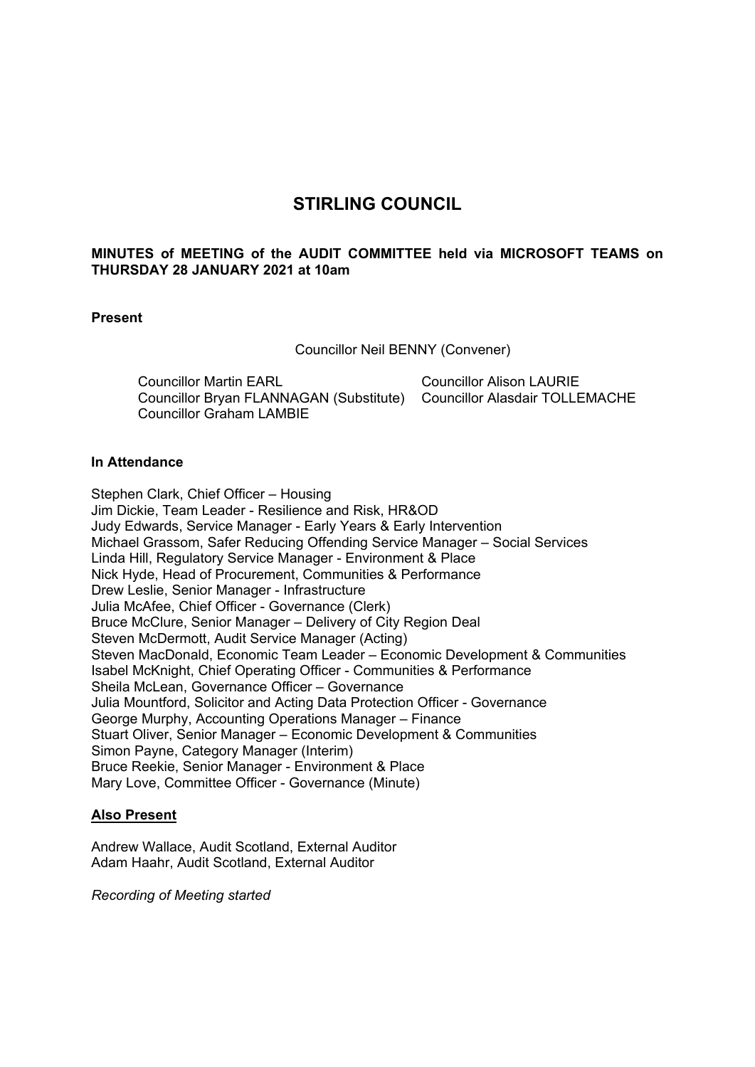# STIRLING COUNCIL

**MINUTES of MEETING of the AUDIT COMMITTEE held via MICROSOFT TEAMS on THURSDAY 28 JANUARY 2021 at 10am**

**Present**

Councillor Neil BENNY (Convener)

Councillor Martin EARL
Councillor Bryan FLANNAGAN (Substitute)
Councillor Graham LAMBIE
Councillor Alison LAURIE
Councillor Alasdair TOLLEMACHE

**In Attendance**

Stephen Clark, Chief Officer – Housing
Jim Dickie, Team Leader - Resilience and Risk, HR&OD
Judy Edwards, Service Manager - Early Years & Early Intervention
Michael Grassom, Safer Reducing Offending Service Manager – Social Services
Linda Hill, Regulatory Service Manager - Environment & Place
Nick Hyde, Head of Procurement, Communities & Performance
Drew Leslie, Senior Manager - Infrastructure
Julia McAfee, Chief Officer - Governance (Clerk)
Bruce McClure, Senior Manager – Delivery of City Region Deal
Steven McDermott, Audit Service Manager (Acting)
Steven MacDonald, Economic Team Leader – Economic Development & Communities
Isabel McKnight, Chief Operating Officer - Communities & Performance
Sheila McLean, Governance Officer – Governance
Julia Mountford, Solicitor and Acting Data Protection Officer - Governance
George Murphy, Accounting Operations Manager – Finance
Stuart Oliver, Senior Manager – Economic Development & Communities
Simon Payne, Category Manager (Interim)
Bruce Reekie, Senior Manager - Environment & Place
Mary Love, Committee Officer - Governance (Minute)

**Also Present**

Andrew Wallace, Audit Scotland, External Auditor
Adam Haahr, Audit Scotland, External Auditor

*Recording of Meeting started*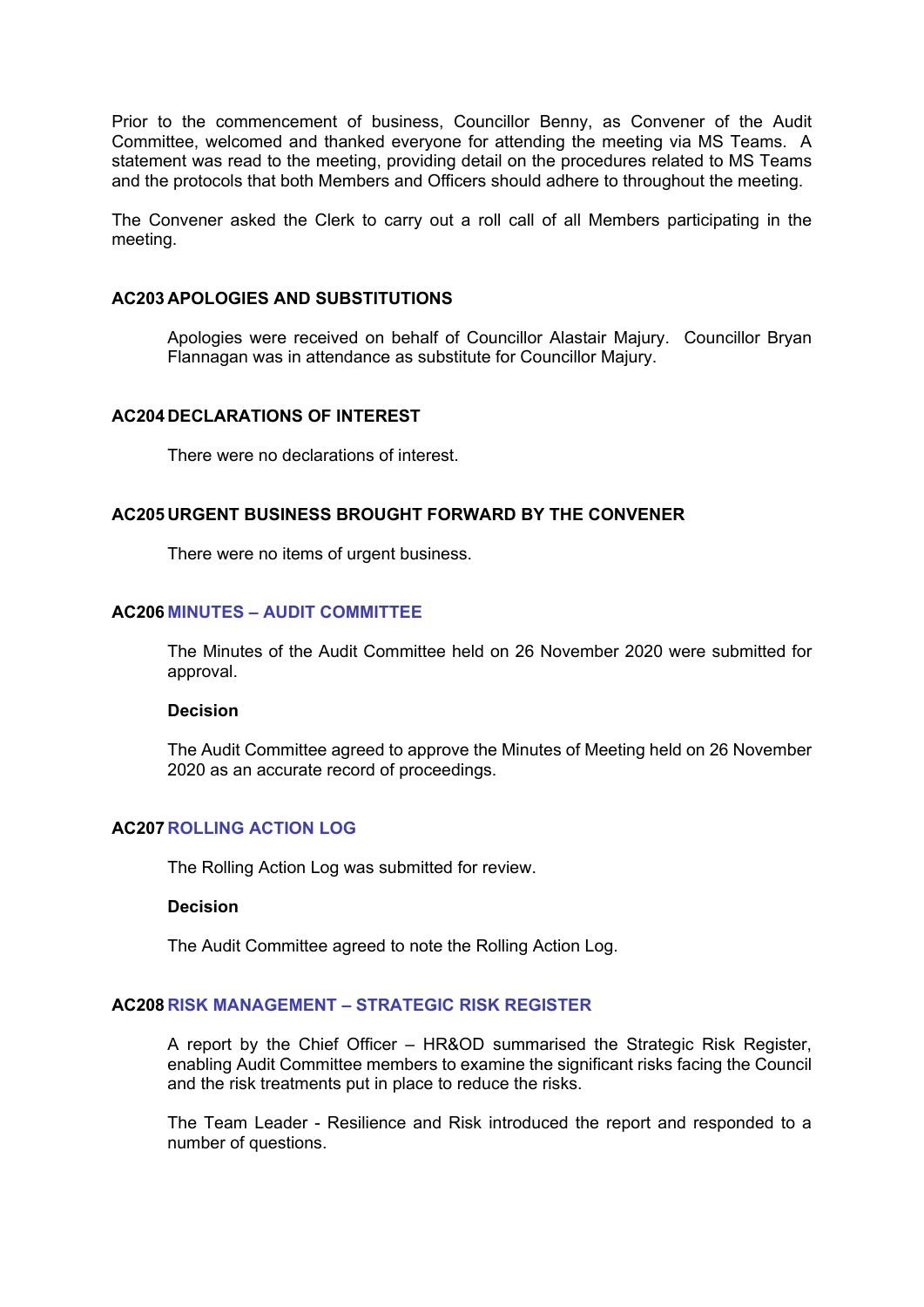Prior to the commencement of business, Councillor Benny, as Convener of the Audit Committee, welcomed and thanked everyone for attending the meeting via MS Teams. A statement was read to the meeting, providing detail on the procedures related to MS Teams and the protocols that both Members and Officers should adhere to throughout the meeting.

The Convener asked the Clerk to carry out a roll call of all Members participating in the meeting.

## AC203 APOLOGIES AND SUBSTITUTIONS

Apologies were received on behalf of Councillor Alastair Majury. Councillor Bryan Flannagan was in attendance as substitute for Councillor Majury.

## AC204 DECLARATIONS OF INTEREST

There were no declarations of interest.

## AC205 URGENT BUSINESS BROUGHT FORWARD BY THE CONVENER

There were no items of urgent business.

## AC206 MINUTES – AUDIT COMMITTEE

The Minutes of the Audit Committee held on 26 November 2020 were submitted for approval.

**Decision**

The Audit Committee agreed to approve the Minutes of Meeting held on 26 November 2020 as an accurate record of proceedings.

## AC207 ROLLING ACTION LOG

The Rolling Action Log was submitted for review.

**Decision**

The Audit Committee agreed to note the Rolling Action Log.

## AC208 RISK MANAGEMENT – STRATEGIC RISK REGISTER

A report by the Chief Officer – HR&OD summarised the Strategic Risk Register, enabling Audit Committee members to examine the significant risks facing the Council and the risk treatments put in place to reduce the risks.

The Team Leader - Resilience and Risk introduced the report and responded to a number of questions.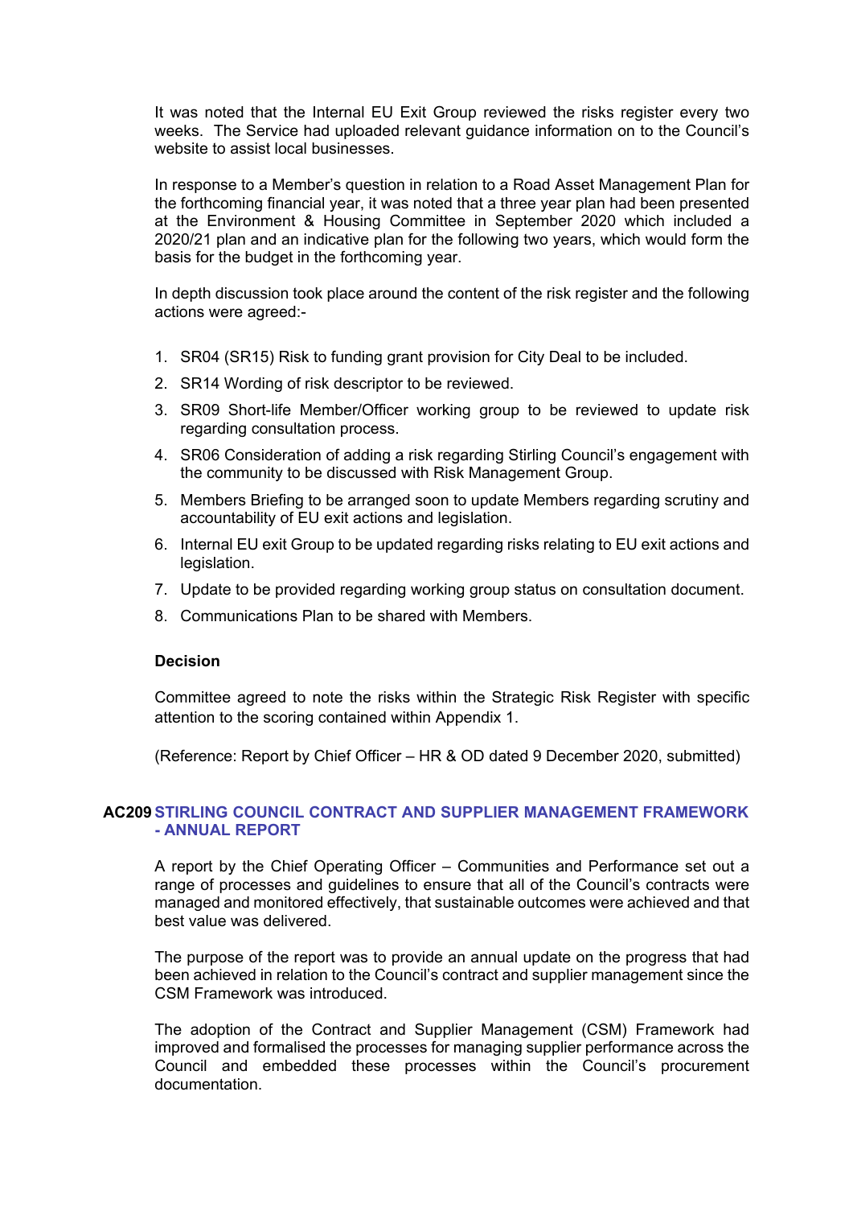It was noted that the Internal EU Exit Group reviewed the risks register every two weeks. The Service had uploaded relevant guidance information on to the Council's website to assist local businesses.

In response to a Member's question in relation to a Road Asset Management Plan for the forthcoming financial year, it was noted that a three year plan had been presented at the Environment & Housing Committee in September 2020 which included a 2020/21 plan and an indicative plan for the following two years, which would form the basis for the budget in the forthcoming year.

In depth discussion took place around the content of the risk register and the following actions were agreed:-

1. SR04 (SR15) Risk to funding grant provision for City Deal to be included.
2. SR14 Wording of risk descriptor to be reviewed.
3. SR09 Short-life Member/Officer working group to be reviewed to update risk regarding consultation process.
4. SR06 Consideration of adding a risk regarding Stirling Council's engagement with the community to be discussed with Risk Management Group.
5. Members Briefing to be arranged soon to update Members regarding scrutiny and accountability of EU exit actions and legislation.
6. Internal EU exit Group to be updated regarding risks relating to EU exit actions and legislation.
7. Update to be provided regarding working group status on consultation document.
8. Communications Plan to be shared with Members.

**Decision**

Committee agreed to note the risks within the Strategic Risk Register with specific attention to the scoring contained within Appendix 1.

(Reference: Report by Chief Officer – HR & OD dated 9 December 2020, submitted)

## AC209 STIRLING COUNCIL CONTRACT AND SUPPLIER MANAGEMENT FRAMEWORK - ANNUAL REPORT

A report by the Chief Operating Officer – Communities and Performance set out a range of processes and guidelines to ensure that all of the Council's contracts were managed and monitored effectively, that sustainable outcomes were achieved and that best value was delivered.

The purpose of the report was to provide an annual update on the progress that had been achieved in relation to the Council's contract and supplier management since the CSM Framework was introduced.

The adoption of the Contract and Supplier Management (CSM) Framework had improved and formalised the processes for managing supplier performance across the Council and embedded these processes within the Council's procurement documentation.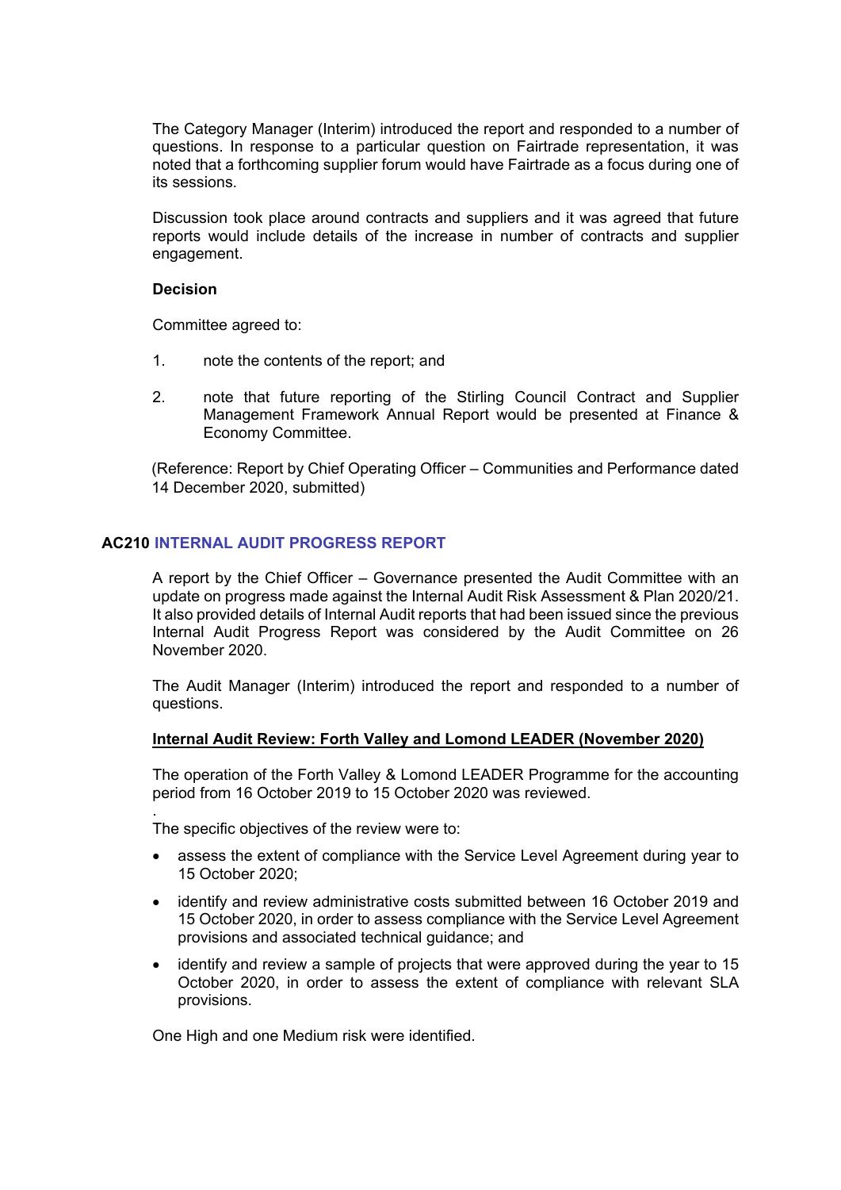The Category Manager (Interim) introduced the report and responded to a number of questions. In response to a particular question on Fairtrade representation, it was noted that a forthcoming supplier forum would have Fairtrade as a focus during one of its sessions.

Discussion took place around contracts and suppliers and it was agreed that future reports would include details of the increase in number of contracts and supplier engagement.

**Decision**

Committee agreed to:

1. note the contents of the report; and

2. note that future reporting of the Stirling Council Contract and Supplier Management Framework Annual Report would be presented at Finance & Economy Committee.

(Reference: Report by Chief Operating Officer – Communities and Performance dated 14 December 2020, submitted)

## AC210 INTERNAL AUDIT PROGRESS REPORT

A report by the Chief Officer – Governance presented the Audit Committee with an update on progress made against the Internal Audit Risk Assessment & Plan 2020/21. It also provided details of Internal Audit reports that had been issued since the previous Internal Audit Progress Report was considered by the Audit Committee on 26 November 2020.

The Audit Manager (Interim) introduced the report and responded to a number of questions.

**Internal Audit Review: Forth Valley and Lomond LEADER (November 2020)**

The operation of the Forth Valley & Lomond LEADER Programme for the accounting period from 16 October 2019 to 15 October 2020 was reviewed.

.
The specific objectives of the review were to:

- assess the extent of compliance with the Service Level Agreement during year to 15 October 2020;
- identify and review administrative costs submitted between 16 October 2019 and 15 October 2020, in order to assess compliance with the Service Level Agreement provisions and associated technical guidance; and
- identify and review a sample of projects that were approved during the year to 15 October 2020, in order to assess the extent of compliance with relevant SLA provisions.

One High and one Medium risk were identified.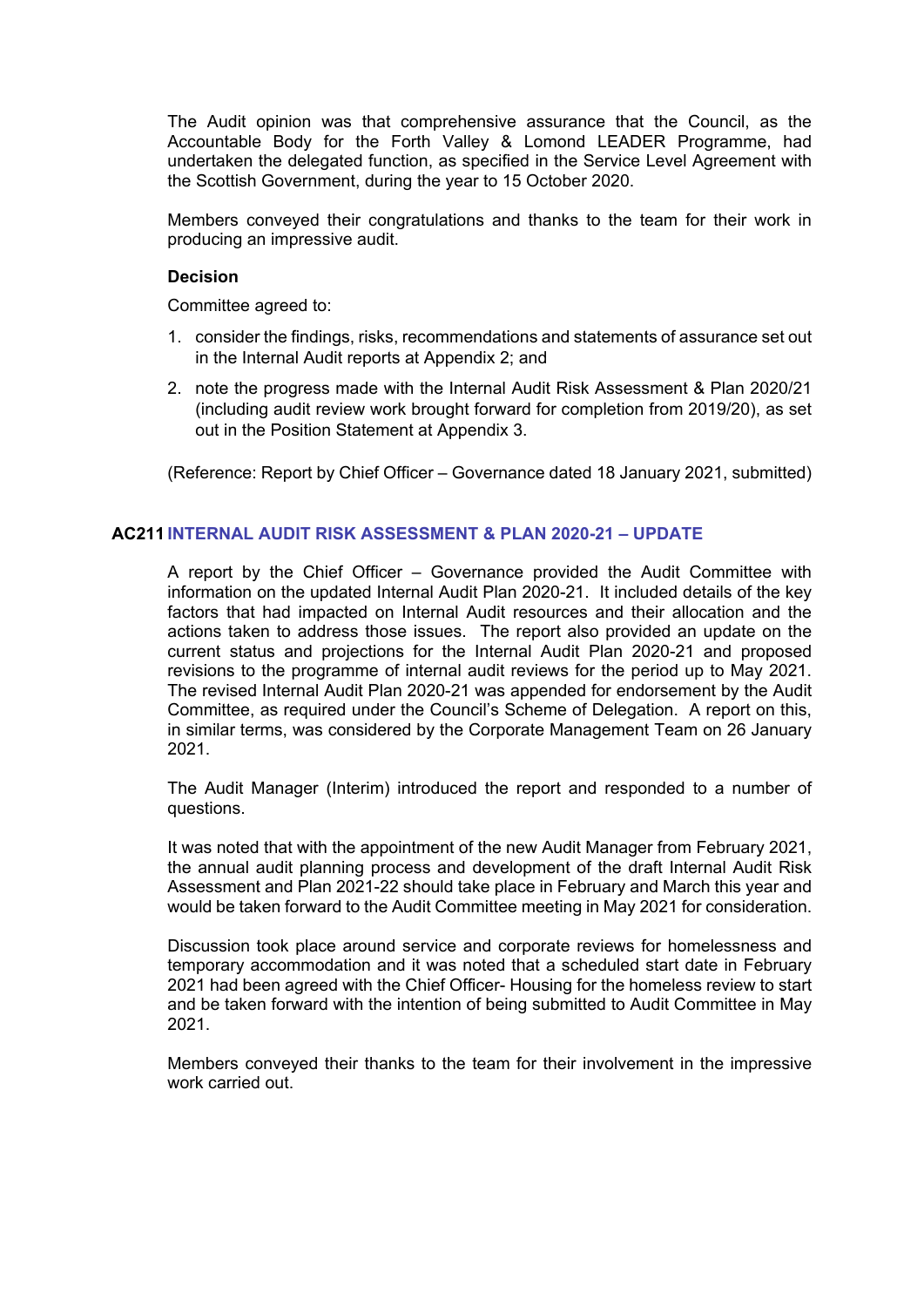The Audit opinion was that comprehensive assurance that the Council, as the Accountable Body for the Forth Valley & Lomond LEADER Programme, had undertaken the delegated function, as specified in the Service Level Agreement with the Scottish Government, during the year to 15 October 2020.

Members conveyed their congratulations and thanks to the team for their work in producing an impressive audit.

**Decision**

Committee agreed to:

1. consider the findings, risks, recommendations and statements of assurance set out in the Internal Audit reports at Appendix 2; and
2. note the progress made with the Internal Audit Risk Assessment & Plan 2020/21 (including audit review work brought forward for completion from 2019/20), as set out in the Position Statement at Appendix 3.

(Reference: Report by Chief Officer – Governance dated 18 January 2021, submitted)

## AC211 INTERNAL AUDIT RISK ASSESSMENT & PLAN 2020-21 – UPDATE

A report by the Chief Officer – Governance provided the Audit Committee with information on the updated Internal Audit Plan 2020-21. It included details of the key factors that had impacted on Internal Audit resources and their allocation and the actions taken to address those issues. The report also provided an update on the current status and projections for the Internal Audit Plan 2020-21 and proposed revisions to the programme of internal audit reviews for the period up to May 2021. The revised Internal Audit Plan 2020-21 was appended for endorsement by the Audit Committee, as required under the Council's Scheme of Delegation. A report on this, in similar terms, was considered by the Corporate Management Team on 26 January 2021.

The Audit Manager (Interim) introduced the report and responded to a number of questions.

It was noted that with the appointment of the new Audit Manager from February 2021, the annual audit planning process and development of the draft Internal Audit Risk Assessment and Plan 2021-22 should take place in February and March this year and would be taken forward to the Audit Committee meeting in May 2021 for consideration.

Discussion took place around service and corporate reviews for homelessness and temporary accommodation and it was noted that a scheduled start date in February 2021 had been agreed with the Chief Officer- Housing for the homeless review to start and be taken forward with the intention of being submitted to Audit Committee in May 2021.

Members conveyed their thanks to the team for their involvement in the impressive work carried out.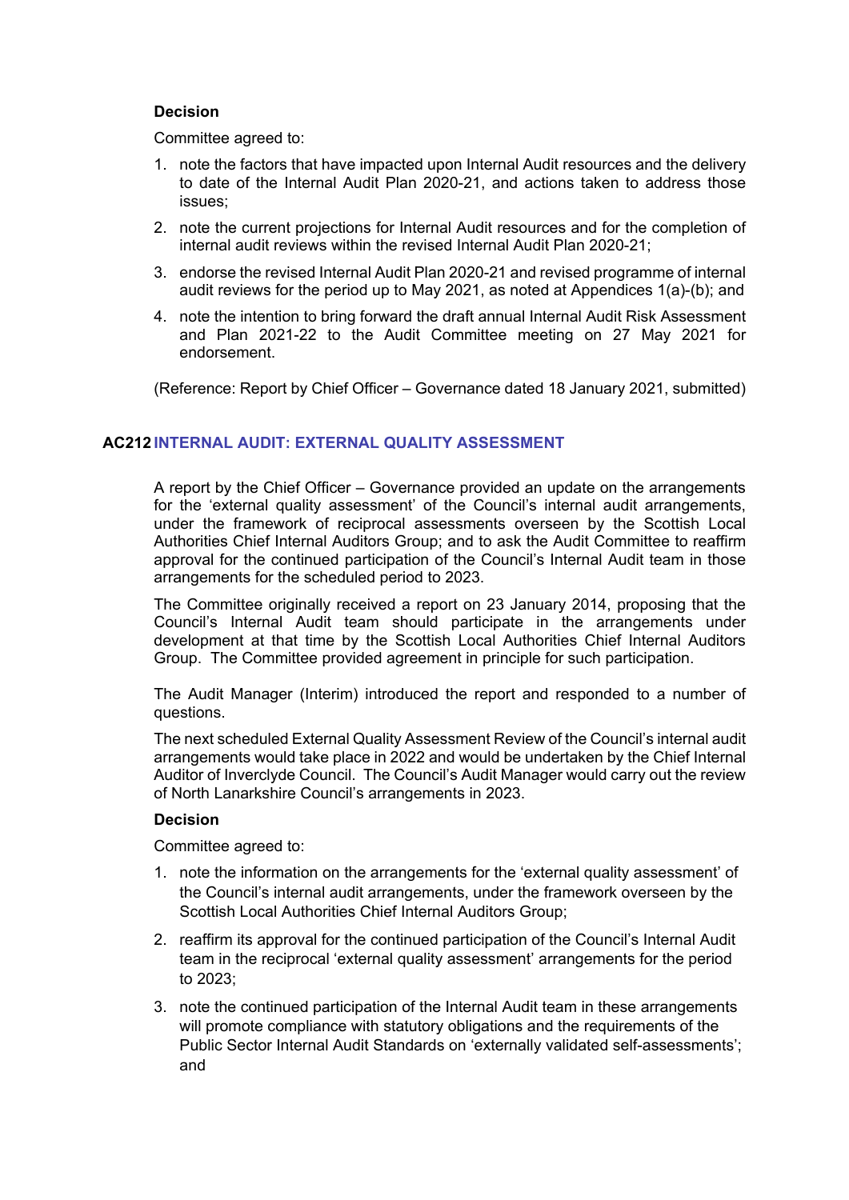**Decision**

Committee agreed to:

1. note the factors that have impacted upon Internal Audit resources and the delivery to date of the Internal Audit Plan 2020-21, and actions taken to address those issues;
2. note the current projections for Internal Audit resources and for the completion of internal audit reviews within the revised Internal Audit Plan 2020-21;
3. endorse the revised Internal Audit Plan 2020-21 and revised programme of internal audit reviews for the period up to May 2021, as noted at Appendices 1(a)-(b); and
4. note the intention to bring forward the draft annual Internal Audit Risk Assessment and Plan 2021-22 to the Audit Committee meeting on 27 May 2021 for endorsement.

(Reference: Report by Chief Officer – Governance dated 18 January 2021, submitted)

## AC212 INTERNAL AUDIT: EXTERNAL QUALITY ASSESSMENT

A report by the Chief Officer – Governance provided an update on the arrangements for the 'external quality assessment' of the Council's internal audit arrangements, under the framework of reciprocal assessments overseen by the Scottish Local Authorities Chief Internal Auditors Group; and to ask the Audit Committee to reaffirm approval for the continued participation of the Council's Internal Audit team in those arrangements for the scheduled period to 2023.

The Committee originally received a report on 23 January 2014, proposing that the Council's Internal Audit team should participate in the arrangements under development at that time by the Scottish Local Authorities Chief Internal Auditors Group. The Committee provided agreement in principle for such participation.

The Audit Manager (Interim) introduced the report and responded to a number of questions.

The next scheduled External Quality Assessment Review of the Council's internal audit arrangements would take place in 2022 and would be undertaken by the Chief Internal Auditor of Inverclyde Council. The Council's Audit Manager would carry out the review of North Lanarkshire Council's arrangements in 2023.

**Decision**

Committee agreed to:

1. note the information on the arrangements for the 'external quality assessment' of the Council's internal audit arrangements, under the framework overseen by the Scottish Local Authorities Chief Internal Auditors Group;
2. reaffirm its approval for the continued participation of the Council's Internal Audit team in the reciprocal 'external quality assessment' arrangements for the period to 2023;
3. note the continued participation of the Internal Audit team in these arrangements will promote compliance with statutory obligations and the requirements of the Public Sector Internal Audit Standards on 'externally validated self-assessments'; and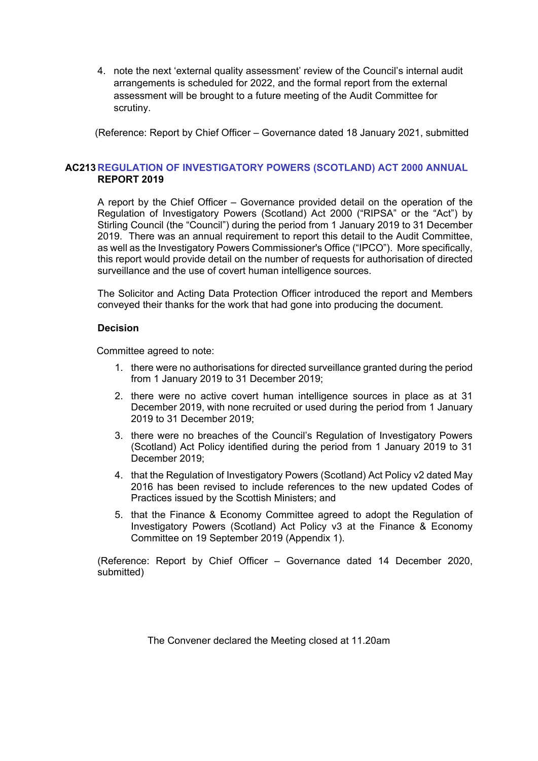4. note the next 'external quality assessment' review of the Council's internal audit arrangements is scheduled for 2022, and the formal report from the external assessment will be brought to a future meeting of the Audit Committee for scrutiny.

(Reference: Report by Chief Officer – Governance dated 18 January 2021, submitted

## AC213 REGULATION OF INVESTIGATORY POWERS (SCOTLAND) ACT 2000 ANNUAL REPORT 2019

A report by the Chief Officer – Governance provided detail on the operation of the Regulation of Investigatory Powers (Scotland) Act 2000 ("RIPSA" or the "Act") by Stirling Council (the "Council") during the period from 1 January 2019 to 31 December 2019. There was an annual requirement to report this detail to the Audit Committee, as well as the Investigatory Powers Commissioner's Office ("IPCO"). More specifically, this report would provide detail on the number of requests for authorisation of directed surveillance and the use of covert human intelligence sources.

The Solicitor and Acting Data Protection Officer introduced the report and Members conveyed their thanks for the work that had gone into producing the document.

**Decision**

Committee agreed to note:

1. there were no authorisations for directed surveillance granted during the period from 1 January 2019 to 31 December 2019;
2. there were no active covert human intelligence sources in place as at 31 December 2019, with none recruited or used during the period from 1 January 2019 to 31 December 2019;
3. there were no breaches of the Council's Regulation of Investigatory Powers (Scotland) Act Policy identified during the period from 1 January 2019 to 31 December 2019;
4. that the Regulation of Investigatory Powers (Scotland) Act Policy v2 dated May 2016 has been revised to include references to the new updated Codes of Practices issued by the Scottish Ministers; and
5. that the Finance & Economy Committee agreed to adopt the Regulation of Investigatory Powers (Scotland) Act Policy v3 at the Finance & Economy Committee on 19 September 2019 (Appendix 1).

(Reference: Report by Chief Officer – Governance dated 14 December 2020, submitted)

The Convener declared the Meeting closed at 11.20am